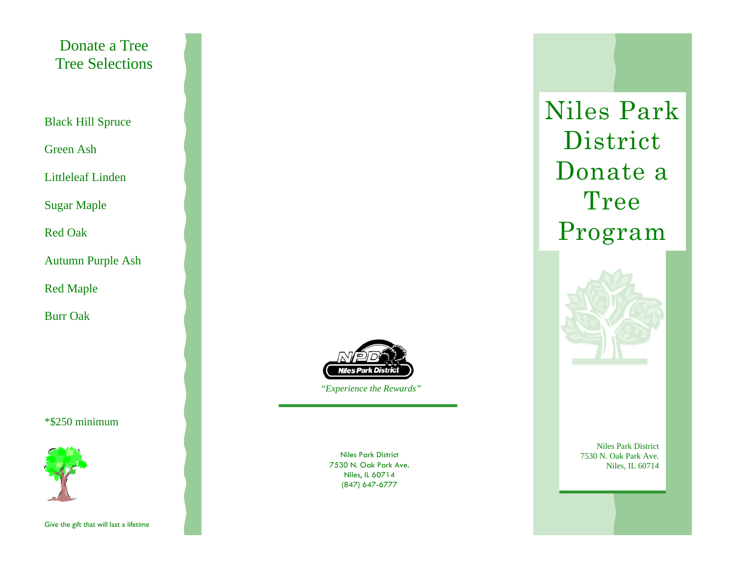## Donate a Tree
## Tree Selections

Black Hill Spruce

Green Ash

Littleleaf Linden

Sugar Maple

Red Oak

Autumn Purple Ash

Red Maple

Burr Oak

*$250 minimum

Give the gift that will last a lifetime

*"Experience the Rewards"*

Niles Park District
7530 N. Oak Park Ave.
Niles, IL 60714
(847) 647-6777

# Niles Park District Donate a Tree Program

Niles Park District
7530 N. Oak Park Ave.
Niles, IL 60714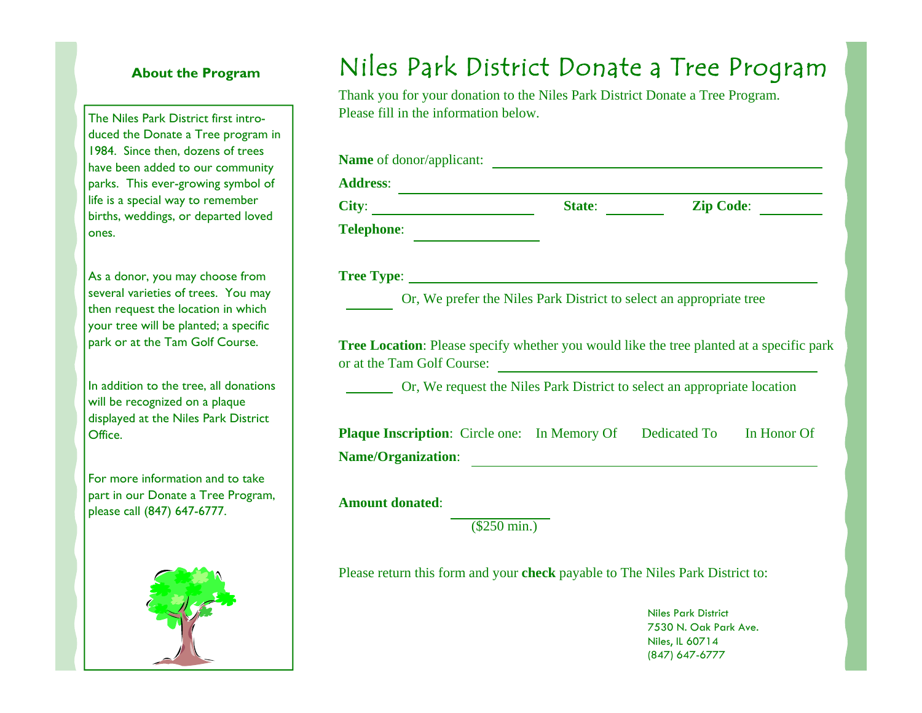## About the Program

The Niles Park District first introduced the Donate a Tree program in 1984. Since then, dozens of trees have been added to our community parks. This ever-growing symbol of life is a special way to remember births, weddings, or departed loved ones.

As a donor, you may choose from several varieties of trees. You may then request the location in which your tree will be planted; a specific park or at the Tam Golf Course.

In addition to the tree, all donations will be recognized on a plaque displayed at the Niles Park District Office.

For more information and to take part in our Donate a Tree Program, please call (847) 647-6777.

# Niles Park District Donate a Tree Program

Thank you for your donation to the Niles Park District Donate a Tree Program.
Please fill in the information below.

**Name** of donor/applicant: ____________________

**Address**: ____________________

**City**: __________ **State**: ______ **Zip Code**: ______

**Telephone**: __________

**Tree Type**: ____________________

______ Or, We prefer the Niles Park District to select an appropriate tree

**Tree Location**: Please specify whether you would like the tree planted at a specific park or at the Tam Golf Course: ____________________

______ Or, We request the Niles Park District to select an appropriate location

**Plaque Inscription**: Circle one: In Memory Of Dedicated To In Honor Of

**Name/Organization**: ____________________

**Amount donated**: __________
($250 min.)

Please return this form and your **check** payable to The Niles Park District to:

Niles Park District
7530 N. Oak Park Ave.
Niles, IL 60714
(847) 647-6777